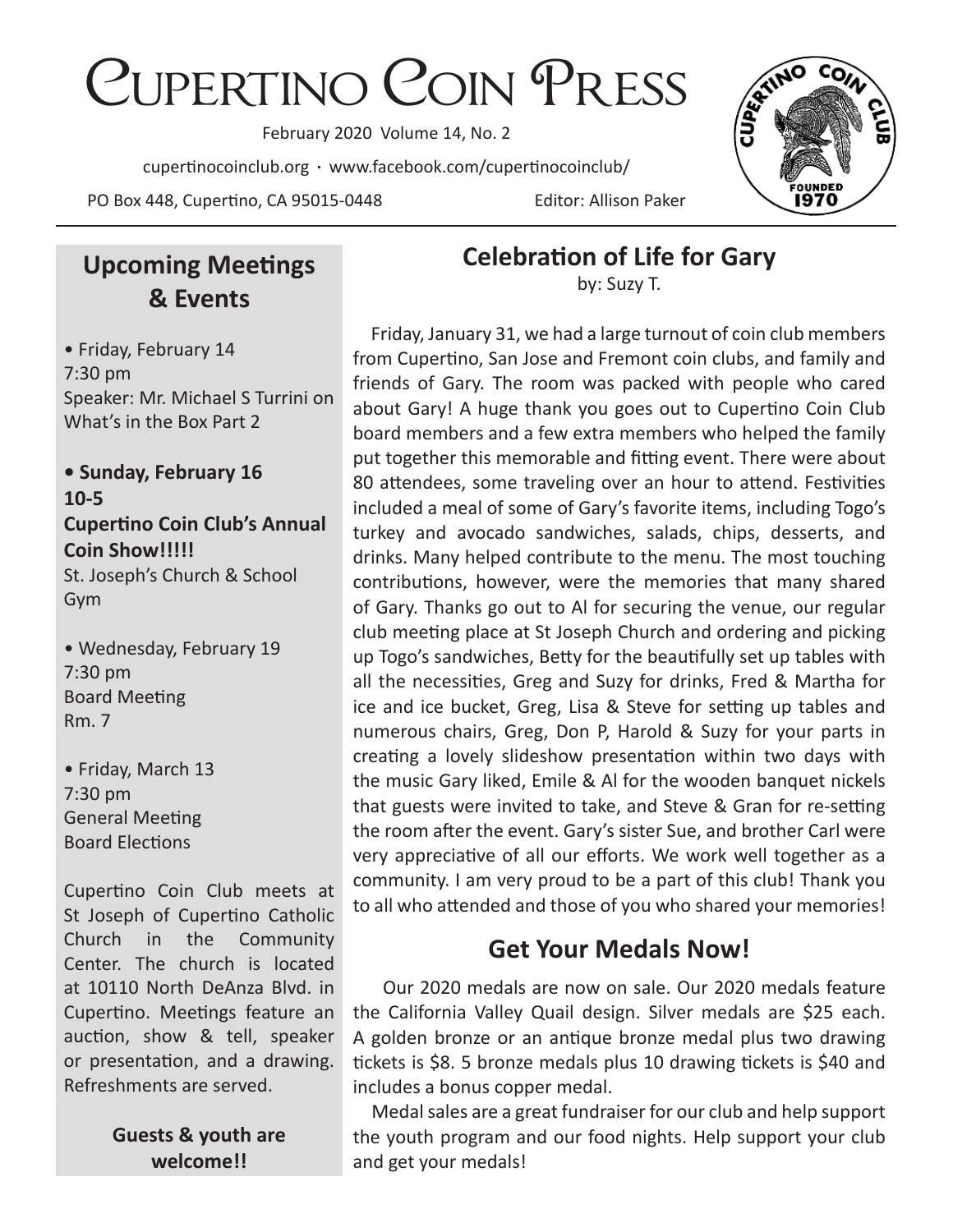# Cupertino Coin Press

February 2020 Volume 14, No. 2

cupertinocoinclub.org · www.facebook.com/cupertinocoinclub/

PO Box 448, Cupertino, CA 95015-0448

Editor: Allison Paker

## Upcoming Meetings & Events

• Friday, February 14
7:30 pm
Speaker: Mr. Michael S Turrini on What's in the Box Part 2

**• Sunday, February 16**
**10-5**
**Cupertino Coin Club's Annual Coin Show!!!!!**
St. Joseph's Church & School Gym

• Wednesday, February 19
7:30 pm
Board Meeting
Rm. 7

• Friday, March 13
7:30 pm
General Meeting
Board Elections

Cupertino Coin Club meets at St Joseph of Cupertino Catholic Church in the Community Center. The church is located at 10110 North DeAnza Blvd. in Cupertino. Meetings feature an auction, show & tell, speaker or presentation, and a drawing. Refreshments are served.

**Guests & youth are welcome!!**

## Celebration of Life for Gary

by: Suzy T.

Friday, January 31, we had a large turnout of coin club members from Cupertino, San Jose and Fremont coin clubs, and family and friends of Gary. The room was packed with people who cared about Gary! A huge thank you goes out to Cupertino Coin Club board members and a few extra members who helped the family put together this memorable and fitting event. There were about 80 attendees, some traveling over an hour to attend. Festivities included a meal of some of Gary's favorite items, including Togo's turkey and avocado sandwiches, salads, chips, desserts, and drinks. Many helped contribute to the menu. The most touching contributions, however, were the memories that many shared of Gary. Thanks go out to Al for securing the venue, our regular club meeting place at St Joseph Church and ordering and picking up Togo's sandwiches, Betty for the beautifully set up tables with all the necessities, Greg and Suzy for drinks, Fred & Martha for ice and ice bucket, Greg, Lisa & Steve for setting up tables and numerous chairs, Greg, Don P, Harold & Suzy for your parts in creating a lovely slideshow presentation within two days with the music Gary liked, Emile & Al for the wooden banquet nickels that guests were invited to take, and Steve & Gran for re-setting the room after the event. Gary's sister Sue, and brother Carl were very appreciative of all our efforts. We work well together as a community. I am very proud to be a part of this club! Thank you to all who attended and those of you who shared your memories!

## Get Your Medals Now!

Our 2020 medals are now on sale. Our 2020 medals feature the California Valley Quail design. Silver medals are $25 each. A golden bronze or an antique bronze medal plus two drawing tickets is $8. 5 bronze medals plus 10 drawing tickets is $40 and includes a bonus copper medal.

Medal sales are a great fundraiser for our club and help support the youth program and our food nights. Help support your club and get your medals!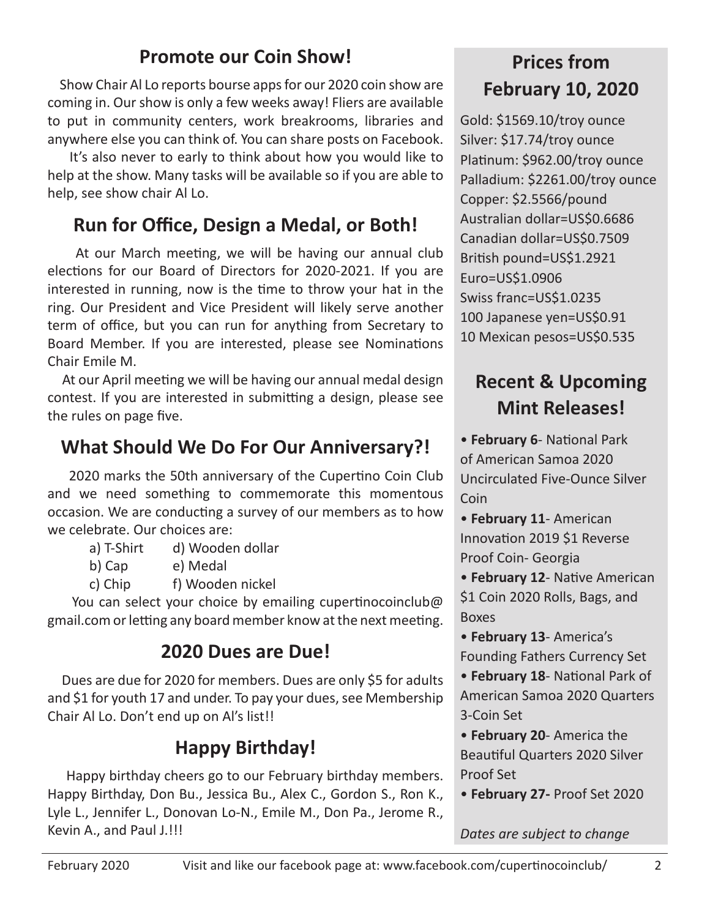## Promote our Coin Show!

Show Chair Al Lo reports bourse apps for our 2020 coin show are coming in. Our show is only a few weeks away! Fliers are available to put in community centers, work breakrooms, libraries and anywhere else you can think of. You can share posts on Facebook.

It's also never to early to think about how you would like to help at the show. Many tasks will be available so if you are able to help, see show chair Al Lo.

## Run for Office, Design a Medal, or Both!

At our March meeting, we will be having our annual club elections for our Board of Directors for 2020-2021. If you are interested in running, now is the time to throw your hat in the ring. Our President and Vice President will likely serve another term of office, but you can run for anything from Secretary to Board Member. If you are interested, please see Nominations Chair Emile M.

At our April meeting we will be having our annual medal design contest. If you are interested in submitting a design, please see the rules on page five.

## What Should We Do For Our Anniversary?!

2020 marks the 50th anniversary of the Cupertino Coin Club and we need something to commemorate this momentous occasion. We are conducting a survey of our members as to how we celebrate. Our choices are:

a) T-Shirt
b) Cap
c) Chip
d) Wooden dollar
e) Medal
f) Wooden nickel

You can select your choice by emailing cupertinocoinclub@gmail.com or letting any board member know at the next meeting.

## 2020 Dues are Due!

Dues are due for 2020 for members. Dues are only $5 for adults and $1 for youth 17 and under. To pay your dues, see Membership Chair Al Lo. Don't end up on Al's list!!

## Happy Birthday!

Happy birthday cheers go to our February birthday members. Happy Birthday, Don Bu., Jessica Bu., Alex C., Gordon S., Ron K., Lyle L., Jennifer L., Donovan Lo-N., Emile M., Don Pa., Jerome R., Kevin A., and Paul J.!!!

## Prices from February 10, 2020

Gold: $1569.10/troy ounce
Silver: $17.74/troy ounce
Platinum: $962.00/troy ounce
Palladium: $2261.00/troy ounce
Copper: $2.5566/pound
Australian dollar=US$0.6686
Canadian dollar=US$0.7509
British pound=US$1.2921
Euro=US$1.0906
Swiss franc=US$1.0235
100 Japanese yen=US$0.91
10 Mexican pesos=US$0.535

## Recent & Upcoming Mint Releases!

- **February 6**- National Park of American Samoa 2020 Uncirculated Five-Ounce Silver Coin
- **February 11**- American Innovation 2019 $1 Reverse Proof Coin- Georgia
- **February 12**- Native American $1 Coin 2020 Rolls, Bags, and Boxes
- **February 13**- America's Founding Fathers Currency Set
- **February 18**- National Park of American Samoa 2020 Quarters 3-Coin Set
- **February 20**- America the Beautiful Quarters 2020 Silver Proof Set
- **February 27-** Proof Set 2020

*Dates are subject to change*

Visit and like our facebook page at: www.facebook.com/cupertinocoinclub/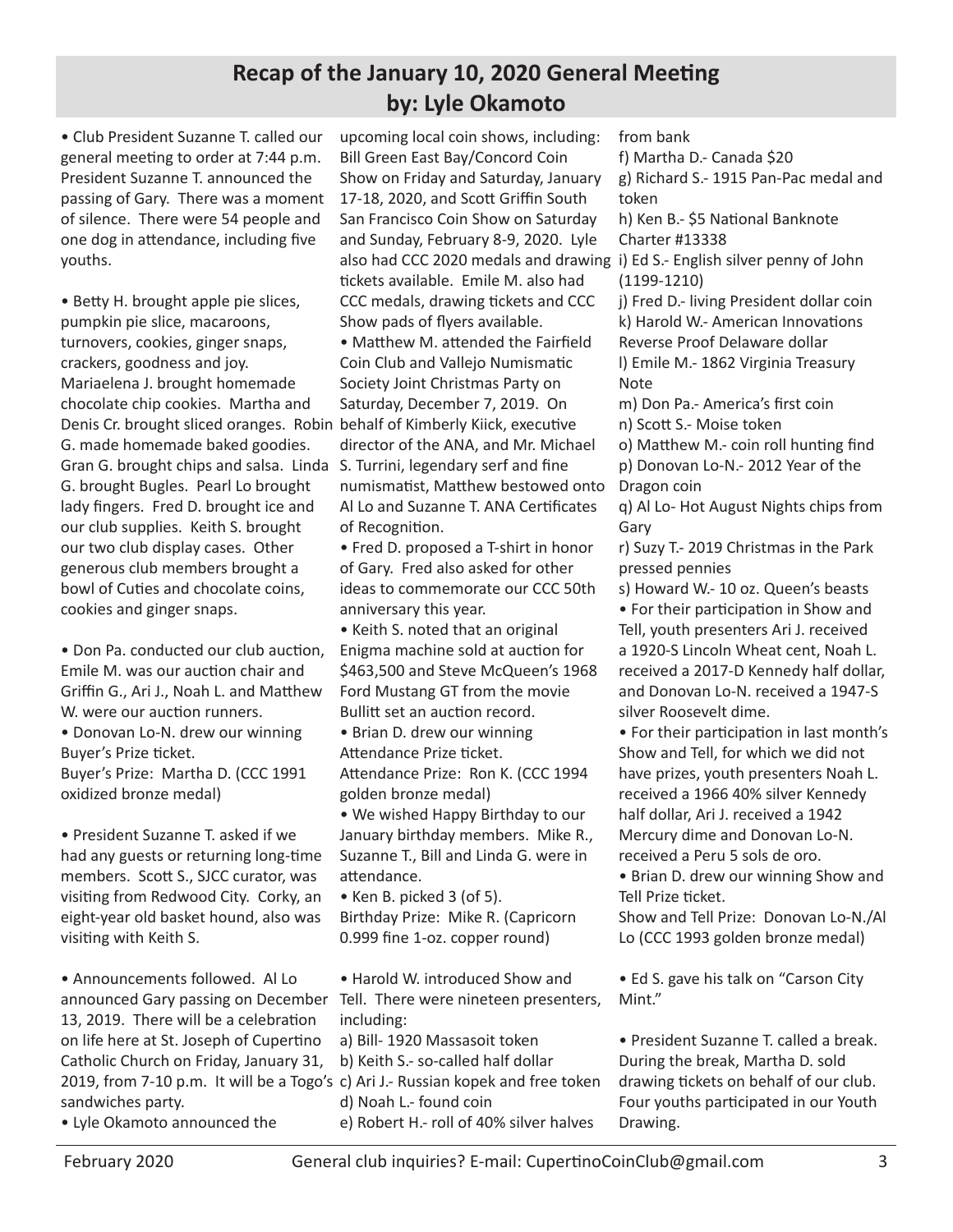## Recap of the January 10, 2020 General Meeting
## by: Lyle Okamoto

• Club President Suzanne T. called our general meeting to order at 7:44 p.m. President Suzanne T. announced the passing of Gary. There was a moment of silence. There were 54 people and one dog in attendance, including five youths.

• Betty H. brought apple pie slices, pumpkin pie slice, macaroons, turnovers, cookies, ginger snaps, crackers, goodness and joy. Mariaelena J. brought homemade chocolate chip cookies. Martha and Denis Cr. brought sliced oranges. Robin G. made homemade baked goodies. Gran G. brought chips and salsa. Linda G. brought Bugles. Pearl Lo brought lady fingers. Fred D. brought ice and our club supplies. Keith S. brought our two club display cases. Other generous club members brought a bowl of Cuties and chocolate coins, cookies and ginger snaps.

• Don Pa. conducted our club auction, Emile M. was our auction chair and Griffin G., Ari J., Noah L. and Matthew W. were our auction runners.

• Donovan Lo-N. drew our winning Buyer's Prize ticket.
Buyer's Prize: Martha D. (CCC 1991 oxidized bronze medal)

• President Suzanne T. asked if we had any guests or returning long-time members. Scott S., SJCC curator, was visiting from Redwood City. Corky, an eight-year old basket hound, also was visiting with Keith S.

• Announcements followed. Al Lo announced Gary passing on December 13, 2019. There will be a celebration on life here at St. Joseph of Cupertino Catholic Church on Friday, January 31, 2019, from 7-10 p.m. It will be a Togo's sandwiches party.

• Lyle Okamoto announced the upcoming local coin shows, including: Bill Green East Bay/Concord Coin Show on Friday and Saturday, January 17-18, 2020, and Scott Griffin South San Francisco Coin Show on Saturday and Sunday, February 8-9, 2020. Lyle also had CCC 2020 medals and drawing tickets available. Emile M. also had CCC medals, drawing tickets and CCC Show pads of flyers available.

• Matthew M. attended the Fairfield Coin Club and Vallejo Numismatic Society Joint Christmas Party on Saturday, December 7, 2019. On behalf of Kimberly Kiick, executive director of the ANA, and Mr. Michael S. Turrini, legendary serf and fine numismatist, Matthew bestowed onto Al Lo and Suzanne T. ANA Certificates of Recognition.

• Fred D. proposed a T-shirt in honor of Gary. Fred also asked for other ideas to commemorate our CCC 50th anniversary this year.

• Keith S. noted that an original Enigma machine sold at auction for $463,500 and Steve McQueen's 1968 Ford Mustang GT from the movie Bullitt set an auction record.

• Brian D. drew our winning Attendance Prize ticket.
Attendance Prize: Ron K. (CCC 1994 golden bronze medal)

• We wished Happy Birthday to our January birthday members. Mike R., Suzanne T., Bill and Linda G. were in attendance.

• Ken B. picked 3 (of 5).
Birthday Prize: Mike R. (Capricorn 0.999 fine 1-oz. copper round)

• Harold W. introduced Show and Tell. There were nineteen presenters, including:
a) Bill- 1920 Massasoit token
b) Keith S.- so-called half dollar
c) Ari J.- Russian kopek and free token
d) Noah L.- found coin
e) Robert H.- roll of 40% silver halves from bank
f) Martha D.- Canada $20
g) Richard S.- 1915 Pan-Pac medal and token
h) Ken B.- $5 National Banknote Charter #13338
i) Ed S.- English silver penny of John (1199-1210)
j) Fred D.- living President dollar coin
k) Harold W.- American Innovations Reverse Proof Delaware dollar
l) Emile M.- 1862 Virginia Treasury Note
m) Don Pa.- America's first coin
n) Scott S.- Moise token
o) Matthew M.- coin roll hunting find
p) Donovan Lo-N.- 2012 Year of the Dragon coin
q) Al Lo- Hot August Nights chips from Gary
r) Suzy T.- 2019 Christmas in the Park pressed pennies
s) Howard W.- 10 oz. Queen's beasts

• For their participation in Show and Tell, youth presenters Ari J. received a 1920-S Lincoln Wheat cent, Noah L. received a 2017-D Kennedy half dollar, and Donovan Lo-N. received a 1947-S silver Roosevelt dime.

• For their participation in last month's Show and Tell, for which we did not have prizes, youth presenters Noah L. received a 1966 40% silver Kennedy half dollar, Ari J. received a 1942 Mercury dime and Donovan Lo-N. received a Peru 5 sols de oro.

• Brian D. drew our winning Show and Tell Prize ticket.
Show and Tell Prize: Donovan Lo-N./Al Lo (CCC 1993 golden bronze medal)

• Ed S. gave his talk on "Carson City Mint."

• President Suzanne T. called a break. During the break, Martha D. sold drawing tickets on behalf of our club. Four youths participated in our Youth Drawing.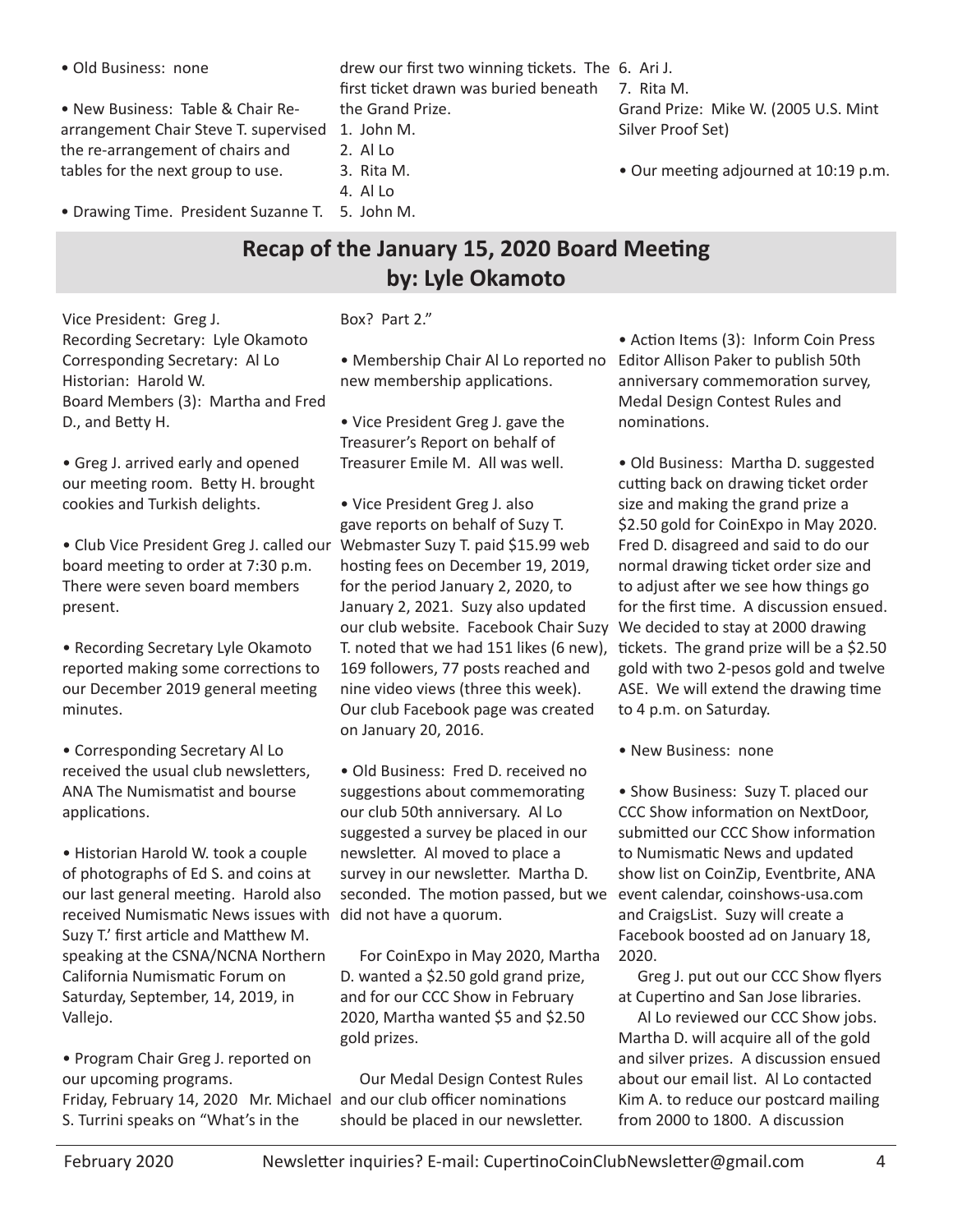• Old Business: none

• New Business: Table & Chair Re-arrangement Chair Steve T. supervised the re-arrangement of chairs and tables for the next group to use.

• Drawing Time. President Suzanne T. drew our first two winning tickets. The first ticket drawn was buried beneath the Grand Prize.

1. John M.
2. Al Lo
3. Rita M.
4. Al Lo
5. John M.
6. Ari J.
7. Rita M.

Grand Prize: Mike W. (2005 U.S. Mint Silver Proof Set)

• Our meeting adjourned at 10:19 p.m.

## Recap of the January 15, 2020 Board Meeting
## by: Lyle Okamoto

Vice President: Greg J.
Recording Secretary: Lyle Okamoto
Corresponding Secretary: Al Lo
Historian: Harold W.
Board Members (3): Martha and Fred D., and Betty H.

• Greg J. arrived early and opened our meeting room. Betty H. brought cookies and Turkish delights.

• Club Vice President Greg J. called our board meeting to order at 7:30 p.m. There were seven board members present.

• Recording Secretary Lyle Okamoto reported making some corrections to our December 2019 general meeting minutes.

• Corresponding Secretary Al Lo received the usual club newsletters, ANA The Numismatist and bourse applications.

• Historian Harold W. took a couple of photographs of Ed S. and coins at our last general meeting. Harold also received Numismatic News issues with Suzy T.' first article and Matthew M. speaking at the CSNA/NCNA Northern California Numismatic Forum on Saturday, September, 14, 2019, in Vallejo.

• Program Chair Greg J. reported on our upcoming programs.
Friday, February 14, 2020 Mr. Michael S. Turrini speaks on "What's in the Box? Part 2."

• Membership Chair Al Lo reported no new membership applications.

• Vice President Greg J. gave the Treasurer's Report on behalf of Treasurer Emile M. All was well.

• Vice President Greg J. also gave reports on behalf of Suzy T. Webmaster Suzy T. paid $15.99 web hosting fees on December 19, 2019, for the period January 2, 2020, to January 2, 2021. Suzy also updated our club website. Facebook Chair Suzy T. noted that we had 151 likes (6 new), 169 followers, 77 posts reached and nine video views (three this week). Our club Facebook page was created on January 20, 2016.

• Old Business: Fred D. received no suggestions about commemorating our club 50th anniversary. Al Lo suggested a survey be placed in our newsletter. Al moved to place a survey in our newsletter. Martha D. seconded. The motion passed, but we did not have a quorum.

For CoinExpo in May 2020, Martha D. wanted a $2.50 gold grand prize, and for our CCC Show in February 2020, Martha wanted $5 and $2.50 gold prizes.

Our Medal Design Contest Rules and our club officer nominations should be placed in our newsletter.

• Action Items (3): Inform Coin Press Editor Allison Paker to publish 50th anniversary commemoration survey, Medal Design Contest Rules and nominations.

• Old Business: Martha D. suggested cutting back on drawing ticket order size and making the grand prize a $2.50 gold for CoinExpo in May 2020. Fred D. disagreed and said to do our normal drawing ticket order size and to adjust after we see how things go for the first time. A discussion ensued. We decided to stay at 2000 drawing tickets. The grand prize will be a $2.50 gold with two 2-pesos gold and twelve ASE. We will extend the drawing time to 4 p.m. on Saturday.

• New Business: none

• Show Business: Suzy T. placed our CCC Show information on NextDoor, submitted our CCC Show information to Numismatic News and updated show list on CoinZip, Eventbrite, ANA event calendar, coinshows-usa.com and CraigsList. Suzy will create a Facebook boosted ad on January 18, 2020.

Greg J. put out our CCC Show flyers at Cupertino and San Jose libraries.

Al Lo reviewed our CCC Show jobs. Martha D. will acquire all of the gold and silver prizes. A discussion ensued about our email list. Al Lo contacted Kim A. to reduce our postcard mailing from 2000 to 1800. A discussion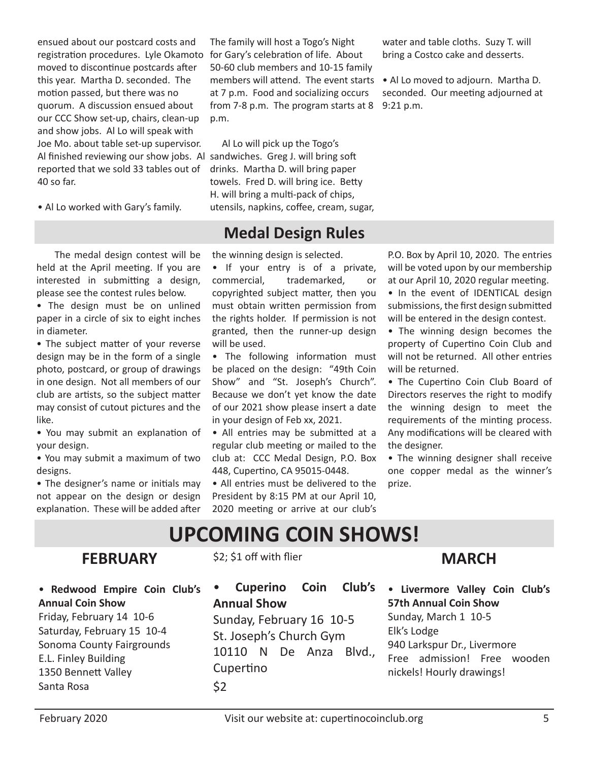ensued about our postcard costs and registration procedures. Lyle Okamoto moved to discontinue postcards after this year. Martha D. seconded. The motion passed, but there was no quorum. A discussion ensued about our CCC Show set-up, chairs, clean-up and show jobs. Al Lo will speak with Joe Mo. about table set-up supervisor. Al finished reviewing our show jobs. Al reported that we sold 33 tables out of 40 so far.

• Al Lo worked with Gary's family. The family will host a Togo's Night for Gary's celebration of life. About 50-60 club members and 10-15 family members will attend. The event starts at 7 p.m. Food and socializing occurs from 7-8 p.m. The program starts at 8 p.m.

Al Lo will pick up the Togo's sandwiches. Greg J. will bring soft drinks. Martha D. will bring paper towels. Fred D. will bring ice. Betty H. will bring a multi-pack of chips, utensils, napkins, coffee, cream, sugar, water and table cloths. Suzy T. will bring a Costco cake and desserts.

• Al Lo moved to adjourn. Martha D. seconded. Our meeting adjourned at 9:21 p.m.

## Medal Design Rules

The medal design contest will be held at the April meeting. If you are interested in submitting a design, please see the contest rules below.

• The design must be on unlined paper in a circle of six to eight inches in diameter.

• The subject matter of your reverse design may be in the form of a single photo, postcard, or group of drawings in one design. Not all members of our club are artists, so the subject matter may consist of cutout pictures and the like.

• You may submit an explanation of your design.

• You may submit a maximum of two designs.

• The designer's name or initials may not appear on the design or design explanation. These will be added after the winning design is selected.

• If your entry is of a private, commercial, trademarked, or copyrighted subject matter, then you must obtain written permission from the rights holder. If permission is not granted, then the runner-up design will be used.

• The following information must be placed on the design: "49th Coin Show" and "St. Joseph's Church". Because we don't yet know the date of our 2021 show please insert a date in your design of Feb xx, 2021.

• All entries may be submitted at a regular club meeting or mailed to the club at: CCC Medal Design, P.O. Box 448, Cupertino, CA 95015-0448.

• All entries must be delivered to the President by 8:15 PM at our April 10, 2020 meeting or arrive at our club's P.O. Box by April 10, 2020. The entries will be voted upon by our membership at our April 10, 2020 regular meeting.

• In the event of IDENTICAL design submissions, the first design submitted will be entered in the design contest.

• The winning design becomes the property of Cupertino Coin Club and will not be returned. All other entries will be returned.

• The Cupertino Coin Club Board of Directors reserves the right to modify the winning design to meet the requirements of the minting process. Any modifications will be cleared with the designer.

• The winning designer shall receive one copper medal as the winner's prize.

# UPCOMING COIN SHOWS!

## FEBRUARY

• **Redwood Empire Coin Club's Annual Coin Show**
Friday, February 14 10-6
Saturday, February 15 10-4
Sonoma County Fairgrounds
E.L. Finley Building
1350 Bennett Valley
Santa Rosa
$2; $1 off with flier

• **Cuperino Coin Club's Annual Show**
Sunday, February 16 10-5
St. Joseph's Church Gym
10110 N De Anza Blvd., Cupertino
$2

## MARCH

• **Livermore Valley Coin Club's 57th Annual Coin Show**
Sunday, March 1 10-5
Elk's Lodge
940 Larkspur Dr., Livermore
Free admission! Free wooden nickels! Hourly drawings!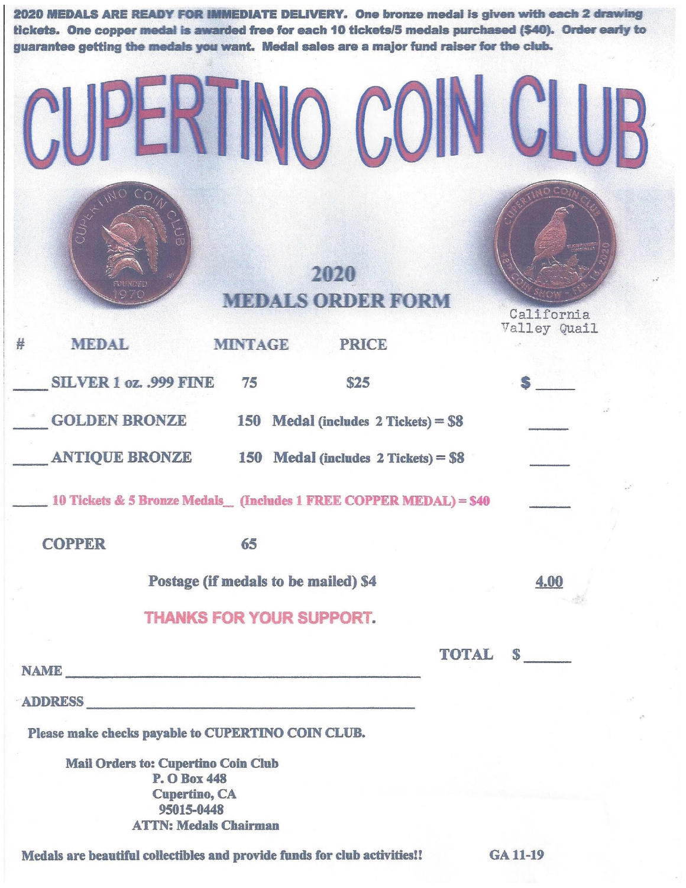**2020 MEDALS ARE READY FOR IMMEDIATE DELIVERY. One bronze medal is given with each 2 drawing tickets. One copper medal is awarded free for each 10 tickets/5 medals purchased ($40). Order early to guarantee getting the medals you want. Medal sales are a major fund raiser for the club.**

# CUPERTINO COIN CLUB

## 2020 MEDALS ORDER FORM

California Valley Quail

| # | MEDAL | MINTAGE | PRICE | |
|---|---|---|---|---|
| ____ | SILVER 1 oz. .999 FINE | 75 | $25 | $ ____ |
| ____ | GOLDEN BRONZE | 150 | Medal (includes 2 Tickets) = $8 | ____ |
| ____ | ANTIQUE BRONZE | 150 | Medal (includes 2 Tickets) = $8 | ____ |
| ____ | 10 Tickets & 5 Bronze Medals__ (Includes 1 FREE COPPER MEDAL) = $40 | | | ____ |
| | COPPER | 65 | | |
| | Postage (if medals to be mailed) $4 | | | 4.00 |

**THANKS FOR YOUR SUPPORT.**

**TOTAL $ ____**

**NAME** ________________________________

**ADDRESS** ________________________________

**Please make checks payable to CUPERTINO COIN CLUB.**

**Mail Orders to: Cupertino Coin Club**
**P. O Box 448**
**Cupertino, CA**
**95015-0448**
**ATTN: Medals Chairman**

**Medals are beautiful collectibles and provide funds for club activities!!**

**GA 11-19**